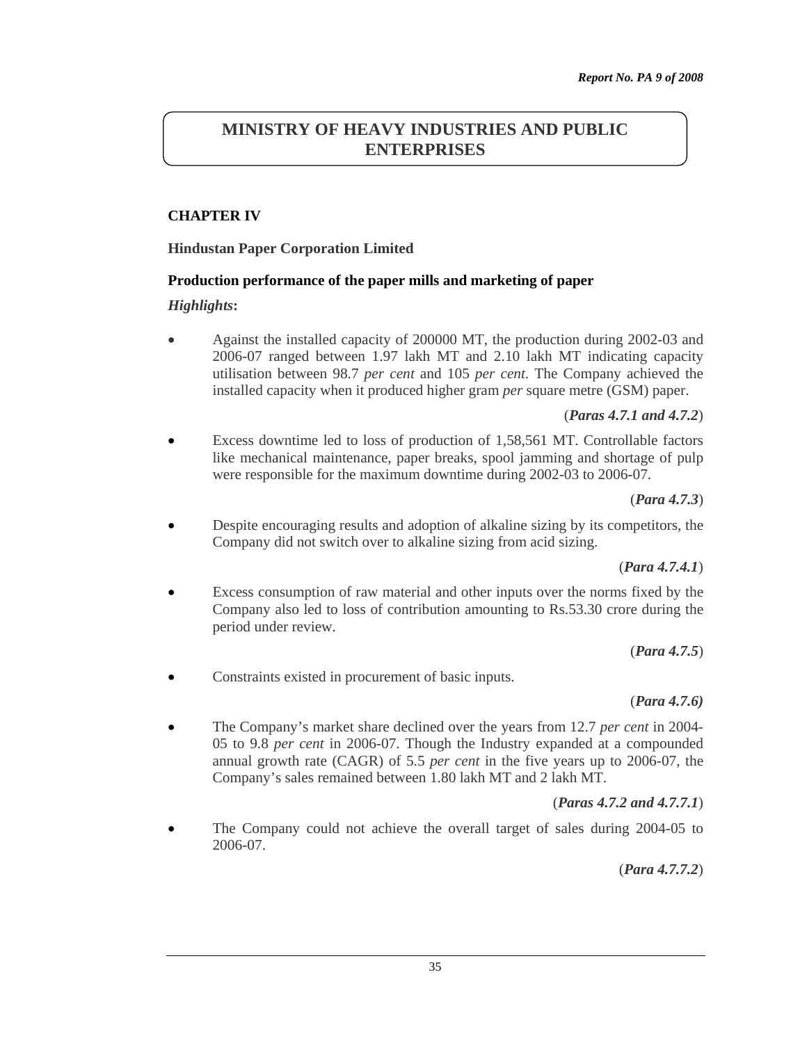# MINISTRY OF HEAVY INDUSTRIES AND PUBLIC ENTERPRISES

## CHAPTER IV

### Hindustan Paper Corporation Limited

### Production performance of the paper mills and marketing of paper

***Highlights*:**

- Against the installed capacity of 200000 MT, the production during 2002-03 and 2006-07 ranged between 1.97 lakh MT and 2.10 lakh MT indicating capacity utilisation between 98.7 *per cent* and 105 *per cent*. The Company achieved the installed capacity when it produced higher gram *per* square metre (GSM) paper.

  (***Paras 4.7.1 and 4.7.2***)

- Excess downtime led to loss of production of 1,58,561 MT. Controllable factors like mechanical maintenance, paper breaks, spool jamming and shortage of pulp were responsible for the maximum downtime during 2002-03 to 2006-07.

  (***Para 4.7.3***)

- Despite encouraging results and adoption of alkaline sizing by its competitors, the Company did not switch over to alkaline sizing from acid sizing.

  (***Para 4.7.4.1***)

- Excess consumption of raw material and other inputs over the norms fixed by the Company also led to loss of contribution amounting to Rs.53.30 crore during the period under review.

  (***Para 4.7.5***)

- Constraints existed in procurement of basic inputs.

  (***Para 4.7.6)***

- The Company's market share declined over the years from 12.7 *per cent* in 2004-05 to 9.8 *per cent* in 2006-07. Though the Industry expanded at a compounded annual growth rate (CAGR) of 5.5 *per cent* in the five years up to 2006-07, the Company's sales remained between 1.80 lakh MT and 2 lakh MT.

  (***Paras 4.7.2 and 4.7.7.1***)

- The Company could not achieve the overall target of sales during 2004-05 to 2006-07.

  (***Para 4.7.7.2***)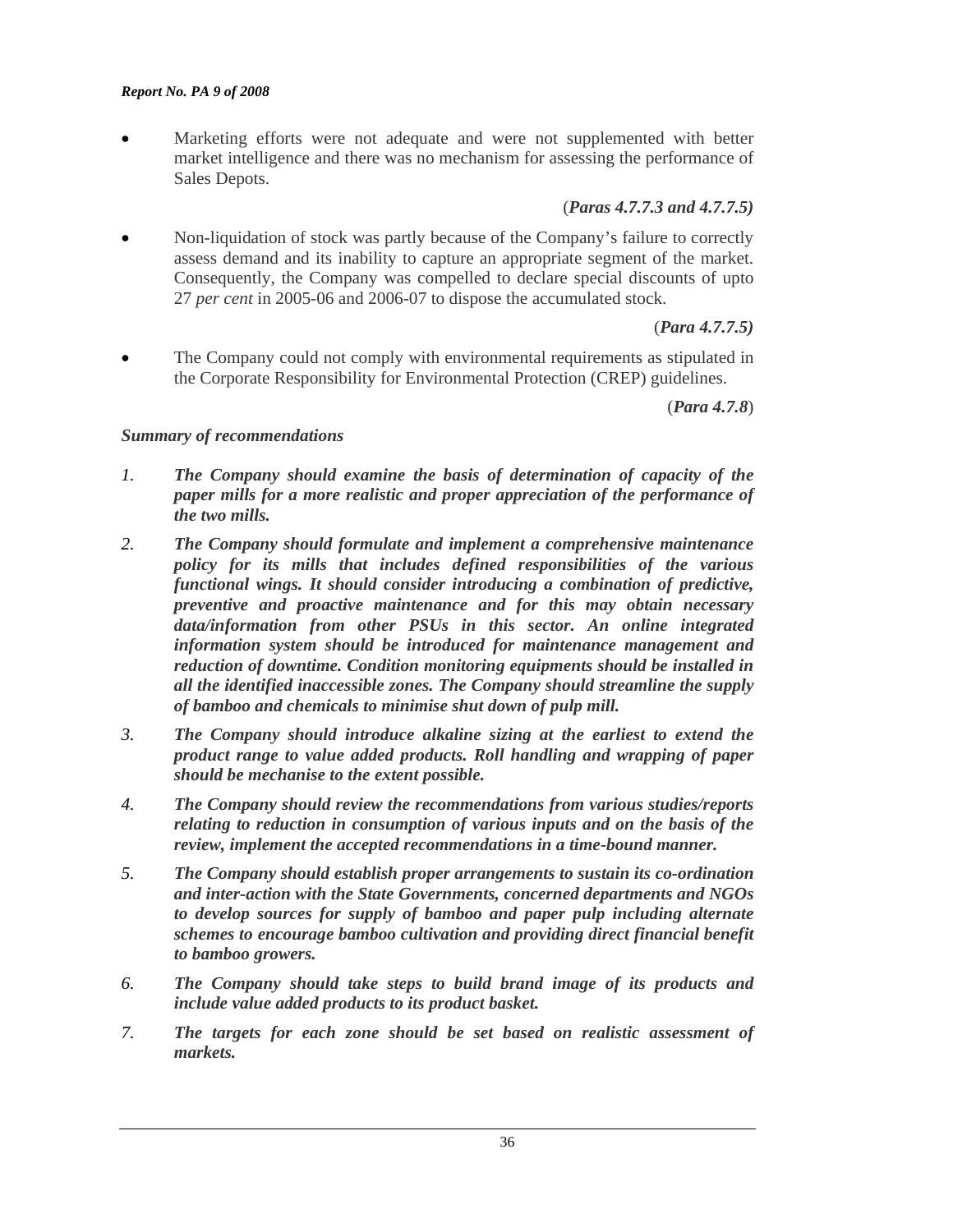- Marketing efforts were not adequate and were not supplemented with better market intelligence and there was no mechanism for assessing the performance of Sales Depots.

(***Paras 4.7.7.3 and 4.7.7.5)***

- Non-liquidation of stock was partly because of the Company's failure to correctly assess demand and its inability to capture an appropriate segment of the market. Consequently, the Company was compelled to declare special discounts of upto 27 *per cent* in 2005-06 and 2006-07 to dispose the accumulated stock.

(***Para 4.7.7.5)***

- The Company could not comply with environmental requirements as stipulated in the Corporate Responsibility for Environmental Protection (CREP) guidelines.

(***Para 4.7.8***)

***Summary of recommendations***

1. ***The Company should examine the basis of determination of capacity of the paper mills for a more realistic and proper appreciation of the performance of the two mills.***
2. ***The Company should formulate and implement a comprehensive maintenance policy for its mills that includes defined responsibilities of the various functional wings. It should consider introducing a combination of predictive, preventive and proactive maintenance and for this may obtain necessary data/information from other PSUs in this sector. An online integrated information system should be introduced for maintenance management and reduction of downtime. Condition monitoring equipments should be installed in all the identified inaccessible zones. The Company should streamline the supply of bamboo and chemicals to minimise shut down of pulp mill.***
3. ***The Company should introduce alkaline sizing at the earliest to extend the product range to value added products. Roll handling and wrapping of paper should be mechanise to the extent possible.***
4. ***The Company should review the recommendations from various studies/reports relating to reduction in consumption of various inputs and on the basis of the review, implement the accepted recommendations in a time-bound manner.***
5. ***The Company should establish proper arrangements to sustain its co-ordination and inter-action with the State Governments, concerned departments and NGOs to develop sources for supply of bamboo and paper pulp including alternate schemes to encourage bamboo cultivation and providing direct financial benefit to bamboo growers.***
6. ***The Company should take steps to build brand image of its products and include value added products to its product basket.***
7. ***The targets for each zone should be set based on realistic assessment of markets.***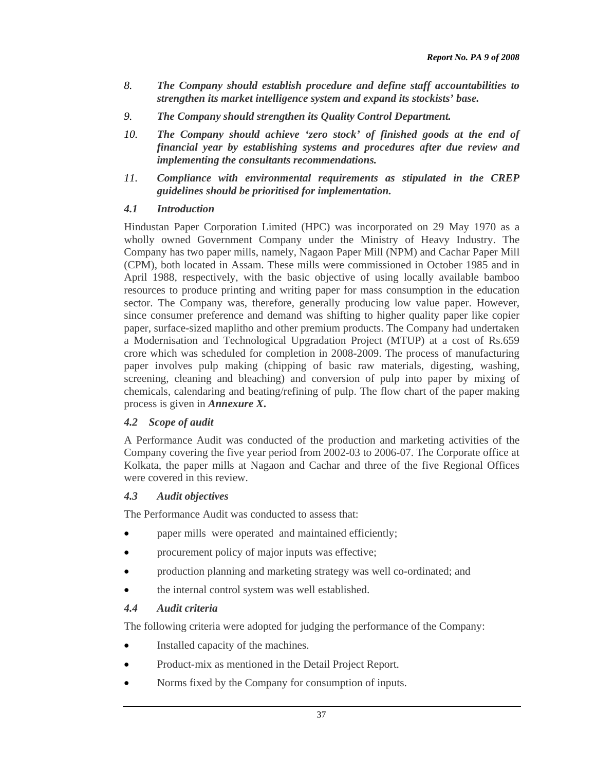8. ***The Company should establish procedure and define staff accountabilities to strengthen its market intelligence system and expand its stockists' base.***

9. ***The Company should strengthen its Quality Control Department.***

10. ***The Company should achieve 'zero stock' of finished goods at the end of financial year by establishing systems and procedures after due review and implementing the consultants recommendations.***

11. ***Compliance with environmental requirements as stipulated in the CREP guidelines should be prioritised for implementation.***

### *4.1 Introduction*

Hindustan Paper Corporation Limited (HPC) was incorporated on 29 May 1970 as a wholly owned Government Company under the Ministry of Heavy Industry. The Company has two paper mills, namely, Nagaon Paper Mill (NPM) and Cachar Paper Mill (CPM), both located in Assam. These mills were commissioned in October 1985 and in April 1988, respectively, with the basic objective of using locally available bamboo resources to produce printing and writing paper for mass consumption in the education sector. The Company was, therefore, generally producing low value paper. However, since consumer preference and demand was shifting to higher quality paper like copier paper, surface-sized maplitho and other premium products. The Company had undertaken a Modernisation and Technological Upgradation Project (MTUP) at a cost of Rs.659 crore which was scheduled for completion in 2008-2009. The process of manufacturing paper involves pulp making (chipping of basic raw materials, digesting, washing, screening, cleaning and bleaching) and conversion of pulp into paper by mixing of chemicals, calendaring and beating/refining of pulp. The flow chart of the paper making process is given in ***Annexure X***.

### *4.2 Scope of audit*

A Performance Audit was conducted of the production and marketing activities of the Company covering the five year period from 2002-03 to 2006-07. The Corporate office at Kolkata, the paper mills at Nagaon and Cachar and three of the five Regional Offices were covered in this review.

### *4.3 Audit objectives*

The Performance Audit was conducted to assess that:

- paper mills were operated and maintained efficiently;
- procurement policy of major inputs was effective;
- production planning and marketing strategy was well co-ordinated; and
- the internal control system was well established.

### *4.4 Audit criteria*

The following criteria were adopted for judging the performance of the Company:

- Installed capacity of the machines.
- Product-mix as mentioned in the Detail Project Report.
- Norms fixed by the Company for consumption of inputs.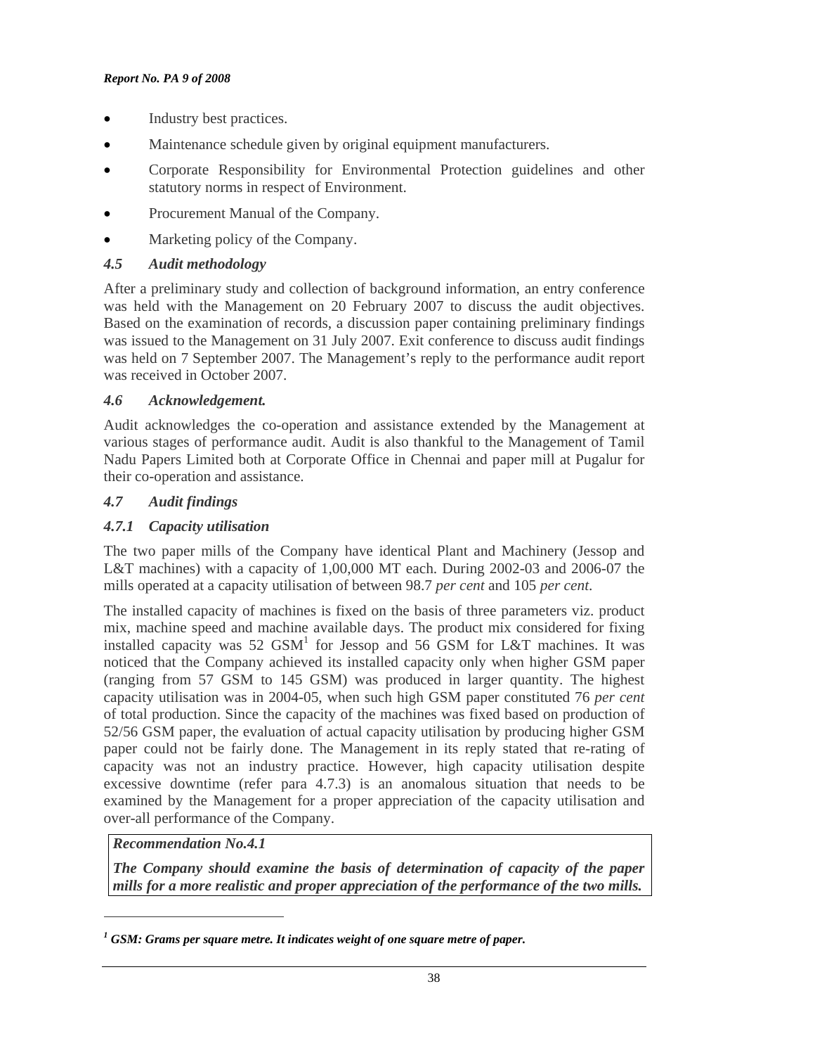- Industry best practices.
- Maintenance schedule given by original equipment manufacturers.
- Corporate Responsibility for Environmental Protection guidelines and other statutory norms in respect of Environment.
- Procurement Manual of the Company.
- Marketing policy of the Company.

### *4.5 Audit methodology*

After a preliminary study and collection of background information, an entry conference was held with the Management on 20 February 2007 to discuss the audit objectives. Based on the examination of records, a discussion paper containing preliminary findings was issued to the Management on 31 July 2007. Exit conference to discuss audit findings was held on 7 September 2007. The Management's reply to the performance audit report was received in October 2007.

### *4.6 Acknowledgement.*

Audit acknowledges the co-operation and assistance extended by the Management at various stages of performance audit. Audit is also thankful to the Management of Tamil Nadu Papers Limited both at Corporate Office in Chennai and paper mill at Pugalur for their co-operation and assistance.

### *4.7 Audit findings*

#### *4.7.1 Capacity utilisation*

The two paper mills of the Company have identical Plant and Machinery (Jessop and L&T machines) with a capacity of 1,00,000 MT each. During 2002-03 and 2006-07 the mills operated at a capacity utilisation of between 98.7 *per cent* and 105 *per cent*.

The installed capacity of machines is fixed on the basis of three parameters viz. product mix, machine speed and machine available days. The product mix considered for fixing installed capacity was 52 GSM[1] for Jessop and 56 GSM for L&T machines. It was noticed that the Company achieved its installed capacity only when higher GSM paper (ranging from 57 GSM to 145 GSM) was produced in larger quantity. The highest capacity utilisation was in 2004-05, when such high GSM paper constituted 76 *per cent* of total production. Since the capacity of the machines was fixed based on production of 52/56 GSM paper, the evaluation of actual capacity utilisation by producing higher GSM paper could not be fairly done. The Management in its reply stated that re-rating of capacity was not an industry practice. However, high capacity utilisation despite excessive downtime (refer para 4.7.3) is an anomalous situation that needs to be examined by the Management for a proper appreciation of the capacity utilisation and over-all performance of the Company.

> ***Recommendation No.4.1***
>
> ***The Company should examine the basis of determination of capacity of the paper mills for a more realistic and proper appreciation of the performance of the two mills.***

---

***[1] GSM: Grams per square metre. It indicates weight of one square metre of paper.***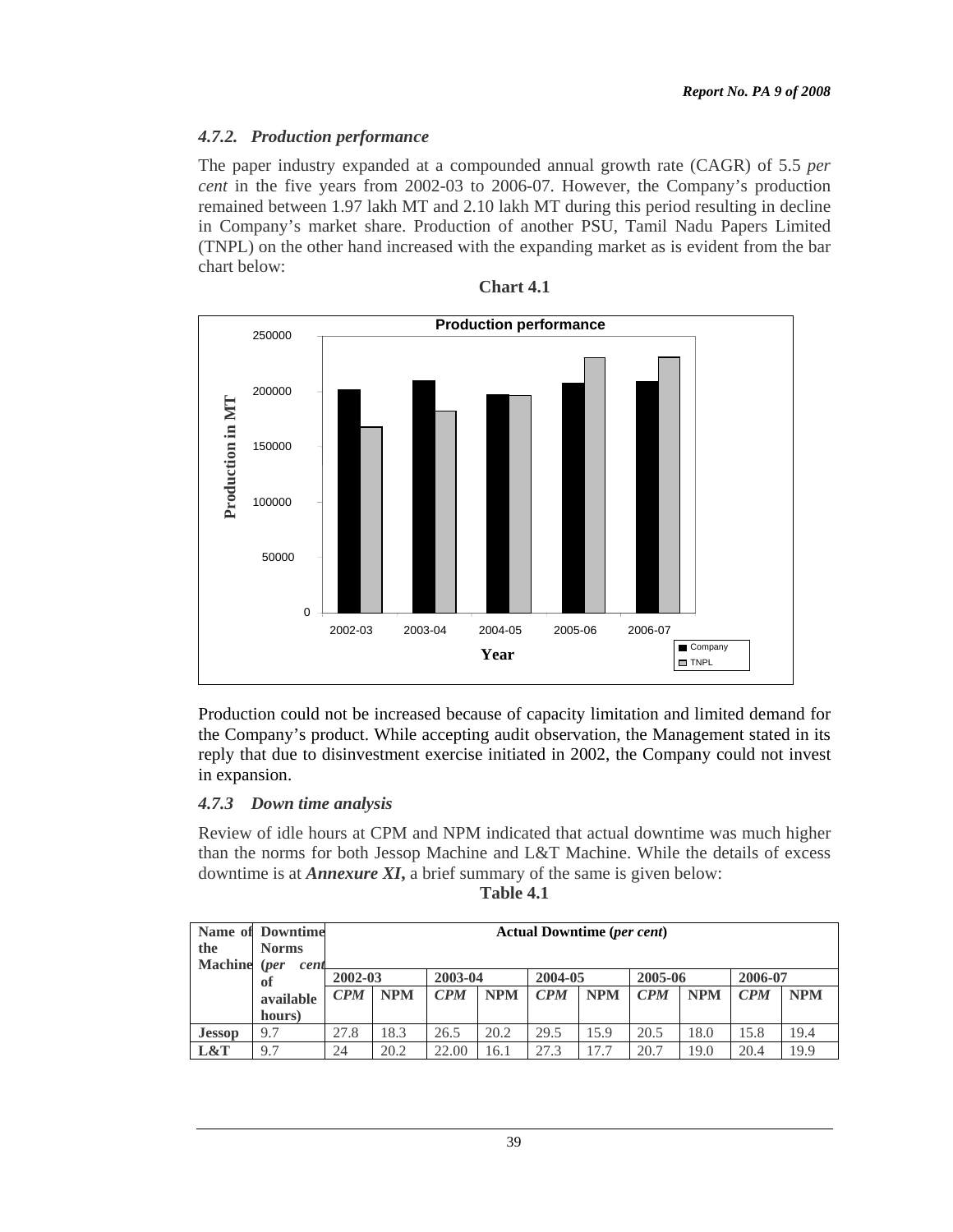### *4.7.2. Production performance*

The paper industry expanded at a compounded annual growth rate (CAGR) of 5.5 *per cent* in the five years from 2002-03 to 2006-07. However, the Company's production remained between 1.97 lakh MT and 2.10 lakh MT during this period resulting in decline in Company's market share. Production of another PSU, Tamil Nadu Papers Limited (TNPL) on the other hand increased with the expanding market as is evident from the bar chart below:

**Chart 4.1**

Production could not be increased because of capacity limitation and limited demand for the Company's product. While accepting audit observation, the Management stated in its reply that due to disinvestment exercise initiated in 2002, the Company could not invest in expansion.

### *4.7.3 Down time analysis*

Review of idle hours at CPM and NPM indicated that actual downtime was much higher than the norms for both Jessop Machine and L&T Machine. While the details of excess downtime is at ***Annexure XI***, a brief summary of the same is given below:

**Table 4.1**

| Name of the Machine | Downtime Norms (*per cent* of available hours) | Actual Downtime (*per cent*) | | | | | | | | | |
|---|---|---|---|---|---|---|---|---|---|---|---|
| | | 2002-03 | | 2003-04 | | 2004-05 | | 2005-06 | | 2006-07 | |
| | | ***CPM*** | **NPM** | ***CPM*** | **NPM** | ***CPM*** | **NPM** | ***CPM*** | **NPM** | ***CPM*** | **NPM** |
| **Jessop** | 9.7 | 27.8 | 18.3 | 26.5 | 20.2 | 29.5 | 15.9 | 20.5 | 18.0 | 15.8 | 19.4 |
| **L&T** | 9.7 | 24 | 20.2 | 22.00 | 16.1 | 27.3 | 17.7 | 20.7 | 19.0 | 20.4 | 19.9 |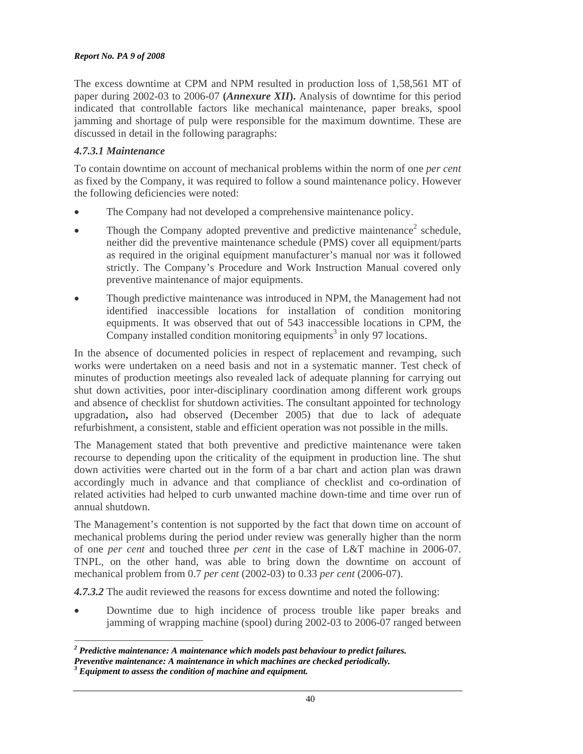The excess downtime at CPM and NPM resulted in production loss of 1,58,561 MT of paper during 2002-03 to 2006-07 **(*Annexure XII*).** Analysis of downtime for this period indicated that controllable factors like mechanical maintenance, paper breaks, spool jamming and shortage of pulp were responsible for the maximum downtime. These are discussed in detail in the following paragraphs:

### *4.7.3.1 Maintenance*

To contain downtime on account of mechanical problems within the norm of one *per cent* as fixed by the Company, it was required to follow a sound maintenance policy. However the following deficiencies were noted:

- The Company had not developed a comprehensive maintenance policy.
- Though the Company adopted preventive and predictive maintenance[2] schedule, neither did the preventive maintenance schedule (PMS) cover all equipment/parts as required in the original equipment manufacturer's manual nor was it followed strictly. The Company's Procedure and Work Instruction Manual covered only preventive maintenance of major equipments.
- Though predictive maintenance was introduced in NPM, the Management had not identified inaccessible locations for installation of condition monitoring equipments. It was observed that out of 543 inaccessible locations in CPM, the Company installed condition monitoring equipments[3] in only 97 locations.

In the absence of documented policies in respect of replacement and revamping, such works were undertaken on a need basis and not in a systematic manner. Test check of minutes of production meetings also revealed lack of adequate planning for carrying out shut down activities, poor inter-disciplinary coordination among different work groups and absence of checklist for shutdown activities. The consultant appointed for technology upgradation**,** also had observed (December 2005) that due to lack of adequate refurbishment, a consistent, stable and efficient operation was not possible in the mills.

The Management stated that both preventive and predictive maintenance were taken recourse to depending upon the criticality of the equipment in production line. The shut down activities were charted out in the form of a bar chart and action plan was drawn accordingly much in advance and that compliance of checklist and co-ordination of related activities had helped to curb unwanted machine down-time and time over run of annual shutdown.

The Management's contention is not supported by the fact that down time on account of mechanical problems during the period under review was generally higher than the norm of one *per cent* and touched three *per cent* in the case of L&T machine in 2006-07. TNPL, on the other hand, was able to bring down the downtime on account of mechanical problem from 0.7 *per cent* (2002-03) to 0.33 *per cent* (2006-07).

***4.7.3.2*** The audit reviewed the reasons for excess downtime and noted the following:

- Downtime due to high incidence of process trouble like paper breaks and jamming of wrapping machine (spool) during 2002-03 to 2006-07 ranged between

---

***[2] Predictive maintenance: A maintenance which models past behaviour to predict failures.***
***Preventive maintenance: A maintenance in which machines are checked periodically.***
***[3] Equipment to assess the condition of machine and equipment.***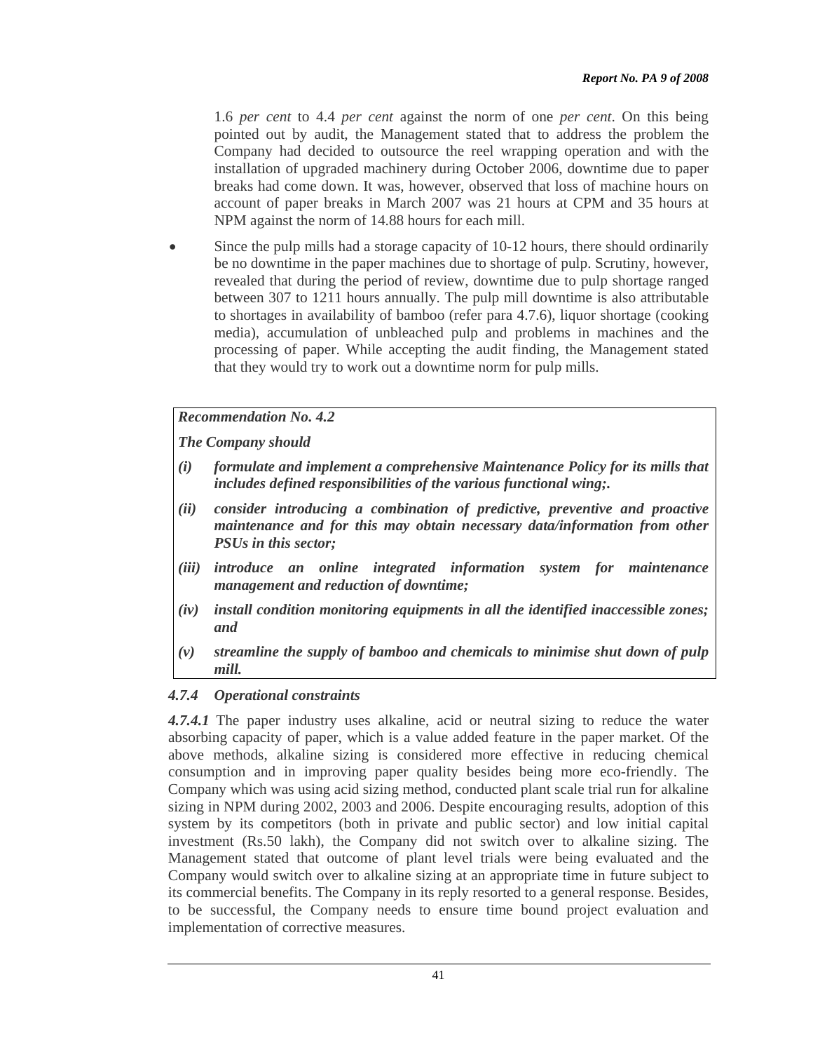1.6 *per cent* to 4.4 *per cent* against the norm of one *per cent*. On this being pointed out by audit, the Management stated that to address the problem the Company had decided to outsource the reel wrapping operation and with the installation of upgraded machinery during October 2006, downtime due to paper breaks had come down. It was, however, observed that loss of machine hours on account of paper breaks in March 2007 was 21 hours at CPM and 35 hours at NPM against the norm of 14.88 hours for each mill.

- Since the pulp mills had a storage capacity of 10-12 hours, there should ordinarily be no downtime in the paper machines due to shortage of pulp. Scrutiny, however, revealed that during the period of review, downtime due to pulp shortage ranged between 307 to 1211 hours annually. The pulp mill downtime is also attributable to shortages in availability of bamboo (refer para 4.7.6), liquor shortage (cooking media), accumulation of unbleached pulp and problems in machines and the processing of paper. While accepting the audit finding, the Management stated that they would try to work out a downtime norm for pulp mills.

> ***Recommendation No. 4.2***
>
> ***The Company should***
>
> ***(i) formulate and implement a comprehensive Maintenance Policy for its mills that includes defined responsibilities of the various functional wing;.***
>
> ***(ii) consider introducing a combination of predictive, preventive and proactive maintenance and for this may obtain necessary data/information from other PSUs in this sector;***
>
> ***(iii) introduce an online integrated information system for maintenance management and reduction of downtime;***
>
> ***(iv) install condition monitoring equipments in all the identified inaccessible zones; and***
>
> ***(v) streamline the supply of bamboo and chemicals to minimise shut down of pulp mill.***

### *4.7.4 Operational constraints*

***4.7.4.1*** The paper industry uses alkaline, acid or neutral sizing to reduce the water absorbing capacity of paper, which is a value added feature in the paper market. Of the above methods, alkaline sizing is considered more effective in reducing chemical consumption and in improving paper quality besides being more eco-friendly. The Company which was using acid sizing method, conducted plant scale trial run for alkaline sizing in NPM during 2002, 2003 and 2006. Despite encouraging results, adoption of this system by its competitors (both in private and public sector) and low initial capital investment (Rs.50 lakh), the Company did not switch over to alkaline sizing. The Management stated that outcome of plant level trials were being evaluated and the Company would switch over to alkaline sizing at an appropriate time in future subject to its commercial benefits. The Company in its reply resorted to a general response. Besides, to be successful, the Company needs to ensure time bound project evaluation and implementation of corrective measures.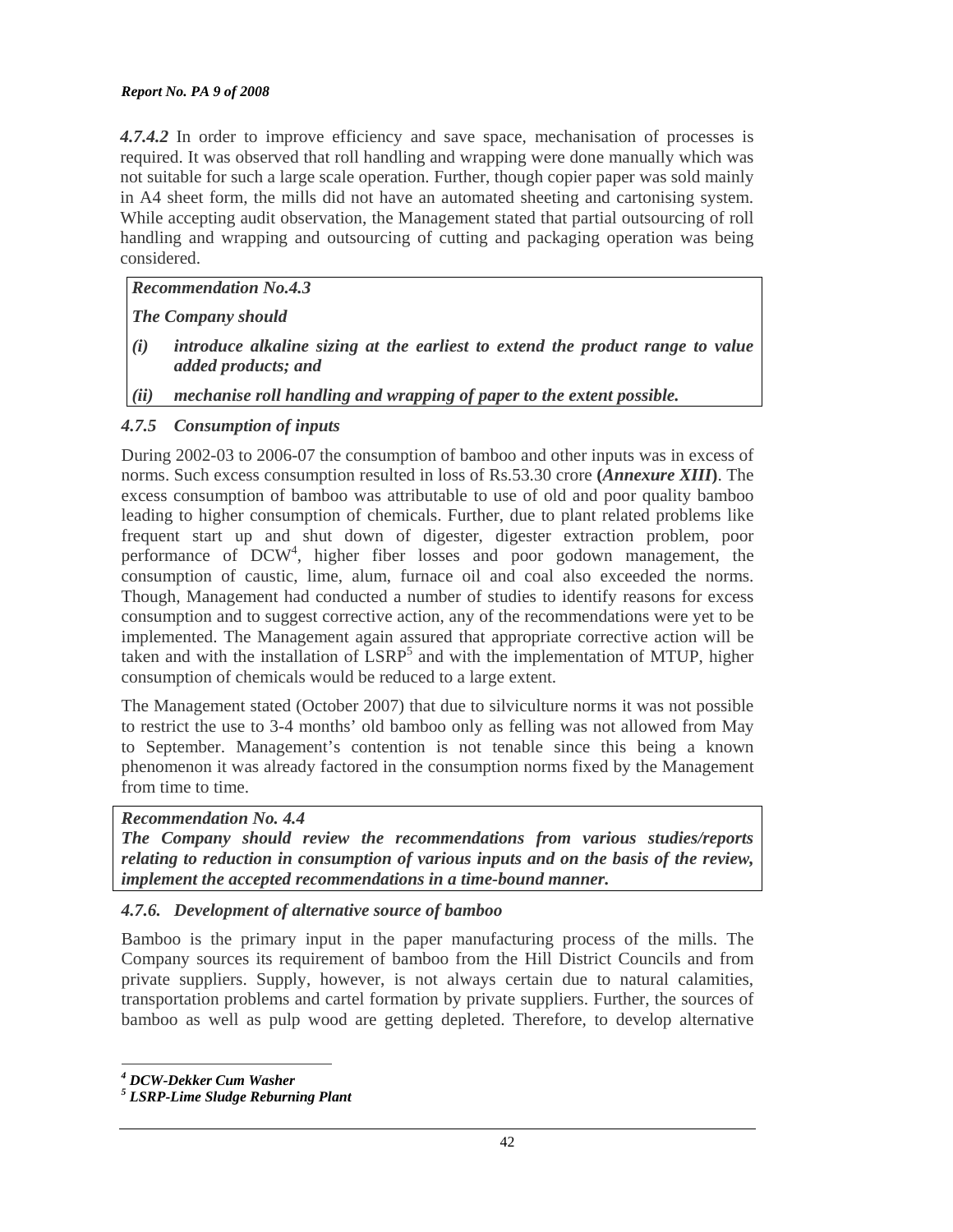*4.7.4.2* In order to improve efficiency and save space, mechanisation of processes is required. It was observed that roll handling and wrapping were done manually which was not suitable for such a large scale operation. Further, though copier paper was sold mainly in A4 sheet form, the mills did not have an automated sheeting and cartonising system. While accepting audit observation, the Management stated that partial outsourcing of roll handling and wrapping and outsourcing of cutting and packaging operation was being considered.

> ***Recommendation No.4.3***
>
> ***The Company should***
>
> ***(i) introduce alkaline sizing at the earliest to extend the product range to value added products; and***
>
> ***(ii) mechanise roll handling and wrapping of paper to the extent possible.***

### *4.7.5 Consumption of inputs*

During 2002-03 to 2006-07 the consumption of bamboo and other inputs was in excess of norms. Such excess consumption resulted in loss of Rs.53.30 crore **(*Annexure XIII*)**. The excess consumption of bamboo was attributable to use of old and poor quality bamboo leading to higher consumption of chemicals. Further, due to plant related problems like frequent start up and shut down of digester, digester extraction problem, poor performance of DCW[4], higher fiber losses and poor godown management, the consumption of caustic, lime, alum, furnace oil and coal also exceeded the norms. Though, Management had conducted a number of studies to identify reasons for excess consumption and to suggest corrective action, any of the recommendations were yet to be implemented. The Management again assured that appropriate corrective action will be taken and with the installation of LSRP[5] and with the implementation of MTUP, higher consumption of chemicals would be reduced to a large extent.

The Management stated (October 2007) that due to silviculture norms it was not possible to restrict the use to 3-4 months' old bamboo only as felling was not allowed from May to September. Management's contention is not tenable since this being a known phenomenon it was already factored in the consumption norms fixed by the Management from time to time.

> ***Recommendation No. 4.4***
>
> ***The Company should review the recommendations from various studies/reports relating to reduction in consumption of various inputs and on the basis of the review, implement the accepted recommendations in a time-bound manner.***

### *4.7.6. Development of alternative source of bamboo*

Bamboo is the primary input in the paper manufacturing process of the mills. The Company sources its requirement of bamboo from the Hill District Councils and from private suppliers. Supply, however, is not always certain due to natural calamities, transportation problems and cartel formation by private suppliers. Further, the sources of bamboo as well as pulp wood are getting depleted. Therefore, to develop alternative

---

***[4] DCW-Dekker Cum Washer***

***[5] LSRP-Lime Sludge Reburning Plant***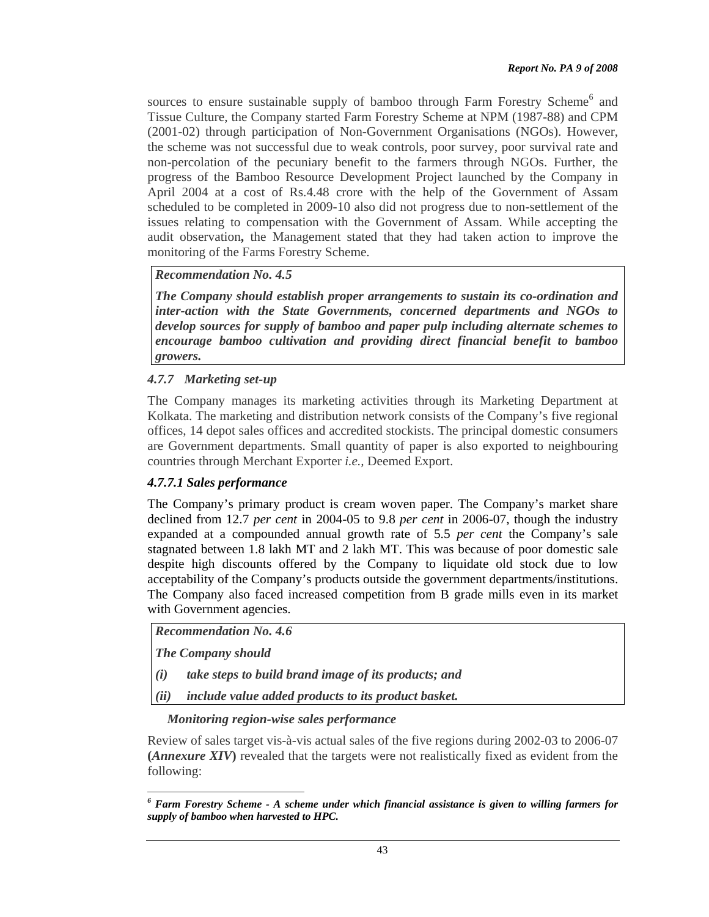sources to ensure sustainable supply of bamboo through Farm Forestry Scheme[6] and Tissue Culture, the Company started Farm Forestry Scheme at NPM (1987-88) and CPM (2001-02) through participation of Non-Government Organisations (NGOs). However, the scheme was not successful due to weak controls, poor survey, poor survival rate and non-percolation of the pecuniary benefit to the farmers through NGOs. Further, the progress of the Bamboo Resource Development Project launched by the Company in April 2004 at a cost of Rs.4.48 crore with the help of the Government of Assam scheduled to be completed in 2009-10 also did not progress due to non-settlement of the issues relating to compensation with the Government of Assam. While accepting the audit observation**,** the Management stated that they had taken action to improve the monitoring of the Farms Forestry Scheme.

| ***Recommendation No. 4.5*** |
|---|
| ***The Company should establish proper arrangements to sustain its co-ordination and inter-action with the State Governments, concerned departments and NGOs to develop sources for supply of bamboo and paper pulp including alternate schemes to encourage bamboo cultivation and providing direct financial benefit to bamboo growers.*** |

### *4.7.7 Marketing set-up*

The Company manages its marketing activities through its Marketing Department at Kolkata. The marketing and distribution network consists of the Company's five regional offices, 14 depot sales offices and accredited stockists. The principal domestic consumers are Government departments. Small quantity of paper is also exported to neighbouring countries through Merchant Exporter *i.e.,* Deemed Export.

### *4.7.7.1 Sales performance*

The Company's primary product is cream woven paper. The Company's market share declined from 12.7 *per cent* in 2004-05 to 9.8 *per cent* in 2006-07, though the industry expanded at a compounded annual growth rate of 5.5 *per cent* the Company's sale stagnated between 1.8 lakh MT and 2 lakh MT. This was because of poor domestic sale despite high discounts offered by the Company to liquidate old stock due to low acceptability of the Company's products outside the government departments/institutions. The Company also faced increased competition from B grade mills even in its market with Government agencies.

| ***Recommendation No. 4.6*** |
|---|
| ***The Company should*** |
| ***(i) take steps to build brand image of its products; and*** |
| ***(ii) include value added products to its product basket.*** |

***Monitoring region-wise sales performance***

Review of sales target vis-à-vis actual sales of the five regions during 2002-03 to 2006-07 **(*Annexure XIV*)** revealed that the targets were not realistically fixed as evident from the following:

---

[6] ***Farm Forestry Scheme - A scheme under which financial assistance is given to willing farmers for supply of bamboo when harvested to HPC.***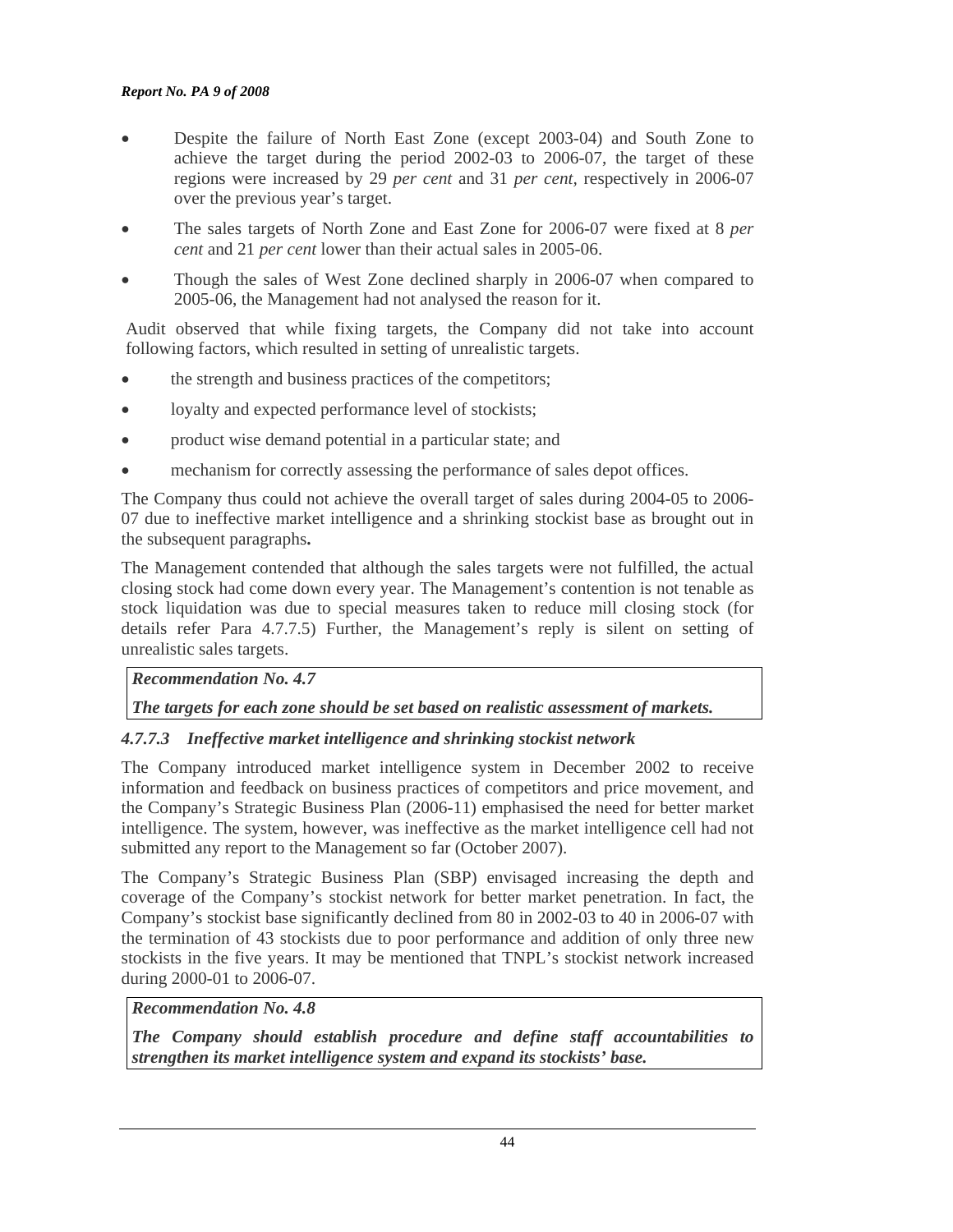- Despite the failure of North East Zone (except 2003-04) and South Zone to achieve the target during the period 2002-03 to 2006-07, the target of these regions were increased by 29 *per cent* and 31 *per cent*, respectively in 2006-07 over the previous year's target.
- The sales targets of North Zone and East Zone for 2006-07 were fixed at 8 *per cent* and 21 *per cent* lower than their actual sales in 2005-06.
- Though the sales of West Zone declined sharply in 2006-07 when compared to 2005-06, the Management had not analysed the reason for it.

Audit observed that while fixing targets, the Company did not take into account following factors, which resulted in setting of unrealistic targets.

- the strength and business practices of the competitors;
- loyalty and expected performance level of stockists;
- product wise demand potential in a particular state; and
- mechanism for correctly assessing the performance of sales depot offices.

The Company thus could not achieve the overall target of sales during 2004-05 to 2006-07 due to ineffective market intelligence and a shrinking stockist base as brought out in the subsequent paragraphs**.**

The Management contended that although the sales targets were not fulfilled, the actual closing stock had come down every year. The Management's contention is not tenable as stock liquidation was due to special measures taken to reduce mill closing stock (for details refer Para 4.7.7.5) Further, the Management's reply is silent on setting of unrealistic sales targets.

***Recommendation No. 4.7***

***The targets for each zone should be set based on realistic assessment of markets.***

### *4.7.7.3 Ineffective market intelligence and shrinking stockist network*

The Company introduced market intelligence system in December 2002 to receive information and feedback on business practices of competitors and price movement, and the Company's Strategic Business Plan (2006-11) emphasised the need for better market intelligence. The system, however, was ineffective as the market intelligence cell had not submitted any report to the Management so far (October 2007).

The Company's Strategic Business Plan (SBP) envisaged increasing the depth and coverage of the Company's stockist network for better market penetration. In fact, the Company's stockist base significantly declined from 80 in 2002-03 to 40 in 2006-07 with the termination of 43 stockists due to poor performance and addition of only three new stockists in the five years. It may be mentioned that TNPL's stockist network increased during 2000-01 to 2006-07.

***Recommendation No. 4.8***

***The Company should establish procedure and define staff accountabilities to strengthen its market intelligence system and expand its stockists' base.***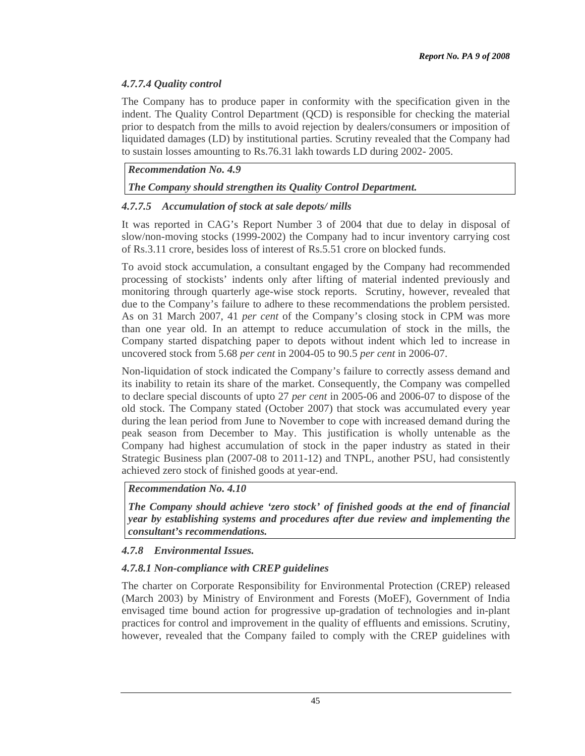#### *4.7.7.4 Quality control*

The Company has to produce paper in conformity with the specification given in the indent. The Quality Control Department (QCD) is responsible for checking the material prior to despatch from the mills to avoid rejection by dealers/consumers or imposition of liquidated damages (LD) by institutional parties. Scrutiny revealed that the Company had to sustain losses amounting to Rs.76.31 lakh towards LD during 2002- 2005.

> ***Recommendation No. 4.9***
>
> ***The Company should strengthen its Quality Control Department.***

#### *4.7.7.5 Accumulation of stock at sale depots/ mills*

It was reported in CAG's Report Number 3 of 2004 that due to delay in disposal of slow/non-moving stocks (1999-2002) the Company had to incur inventory carrying cost of Rs.3.11 crore, besides loss of interest of Rs.5.51 crore on blocked funds.

To avoid stock accumulation, a consultant engaged by the Company had recommended processing of stockists' indents only after lifting of material indented previously and monitoring through quarterly age-wise stock reports. Scrutiny, however, revealed that due to the Company's failure to adhere to these recommendations the problem persisted. As on 31 March 2007, 41 *per cent* of the Company's closing stock in CPM was more than one year old. In an attempt to reduce accumulation of stock in the mills, the Company started dispatching paper to depots without indent which led to increase in uncovered stock from 5.68 *per cent* in 2004-05 to 90.5 *per cent* in 2006-07.

Non-liquidation of stock indicated the Company's failure to correctly assess demand and its inability to retain its share of the market. Consequently, the Company was compelled to declare special discounts of upto 27 *per cent* in 2005-06 and 2006-07 to dispose of the old stock. The Company stated (October 2007) that stock was accumulated every year during the lean period from June to November to cope with increased demand during the peak season from December to May. This justification is wholly untenable as the Company had highest accumulation of stock in the paper industry as stated in their Strategic Business plan (2007-08 to 2011-12) and TNPL, another PSU, had consistently achieved zero stock of finished goods at year-end.

> ***Recommendation No. 4.10***
>
> ***The Company should achieve 'zero stock' of finished goods at the end of financial year by establishing systems and procedures after due review and implementing the consultant's recommendations.***

### *4.7.8 Environmental Issues.*

#### *4.7.8.1 Non-compliance with CREP guidelines*

The charter on Corporate Responsibility for Environmental Protection (CREP) released (March 2003) by Ministry of Environment and Forests (MoEF), Government of India envisaged time bound action for progressive up-gradation of technologies and in-plant practices for control and improvement in the quality of effluents and emissions. Scrutiny, however, revealed that the Company failed to comply with the CREP guidelines with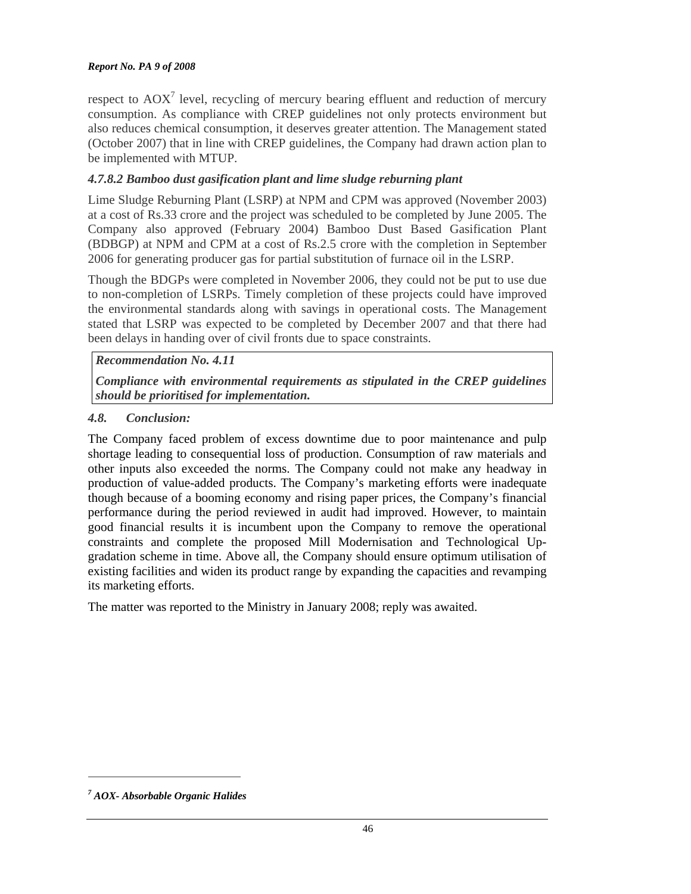respect to AOX[7] level, recycling of mercury bearing effluent and reduction of mercury consumption. As compliance with CREP guidelines not only protects environment but also reduces chemical consumption, it deserves greater attention. The Management stated (October 2007) that in line with CREP guidelines, the Company had drawn action plan to be implemented with MTUP.

#### *4.7.8.2 Bamboo dust gasification plant and lime sludge reburning plant*

Lime Sludge Reburning Plant (LSRP) at NPM and CPM was approved (November 2003) at a cost of Rs.33 crore and the project was scheduled to be completed by June 2005. The Company also approved (February 2004) Bamboo Dust Based Gasification Plant (BDBGP) at NPM and CPM at a cost of Rs.2.5 crore with the completion in September 2006 for generating producer gas for partial substitution of furnace oil in the LSRP.

Though the BDGPs were completed in November 2006, they could not be put to use due to non-completion of LSRPs. Timely completion of these projects could have improved the environmental standards along with savings in operational costs. The Management stated that LSRP was expected to be completed by December 2007 and that there had been delays in handing over of civil fronts due to space constraints.

> ***Recommendation No. 4.11***
>
> ***Compliance with environmental requirements as stipulated in the CREP guidelines should be prioritised for implementation.***

### *4.8. Conclusion:*

The Company faced problem of excess downtime due to poor maintenance and pulp shortage leading to consequential loss of production. Consumption of raw materials and other inputs also exceeded the norms. The Company could not make any headway in production of value-added products. The Company's marketing efforts were inadequate though because of a booming economy and rising paper prices, the Company's financial performance during the period reviewed in audit had improved. However, to maintain good financial results it is incumbent upon the Company to remove the operational constraints and complete the proposed Mill Modernisation and Technological Up-gradation scheme in time. Above all, the Company should ensure optimum utilisation of existing facilities and widen its product range by expanding the capacities and revamping its marketing efforts.

The matter was reported to the Ministry in January 2008; reply was awaited.

---

[7] ***AOX- Absorbable Organic Halides***